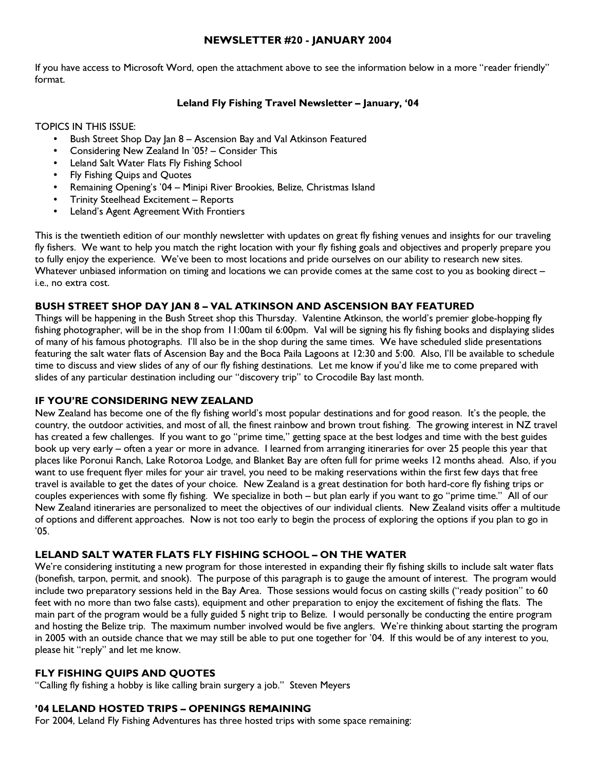# NEWSLETTER #20 - JANUARY 2004

If you have access to Microsoft Word, open the attachment above to see the information below in a more "reader friendly" format.

**Leland Fly Fishing Travel Newsletter – January, '04**

TOPICS IN THIS ISSUE:

- Bush Street Shop Day Jan 8 – Ascension Bay and Val Atkinson Featured
- Considering New Zealand In '05? – Consider This
- Leland Salt Water Flats Fly Fishing School
- Fly Fishing Quips and Quotes
- Remaining Opening's '04 – Minipi River Brookies, Belize, Christmas Island
- Trinity Steelhead Excitement – Reports
- Leland's Agent Agreement With Frontiers

This is the twentieth edition of our monthly newsletter with updates on great fly fishing venues and insights for our traveling fly fishers. We want to help you match the right location with your fly fishing goals and objectives and properly prepare you to fully enjoy the experience. We've been to most locations and pride ourselves on our ability to research new sites. Whatever unbiased information on timing and locations we can provide comes at the same cost to you as booking direct – i.e., no extra cost.

## BUSH STREET SHOP DAY JAN 8 – VAL ATKINSON AND ASCENSION BAY FEATURED

Things will be happening in the Bush Street shop this Thursday. Valentine Atkinson, the world's premier globe-hopping fly fishing photographer, will be in the shop from 11:00am til 6:00pm. Val will be signing his fly fishing books and displaying slides of many of his famous photographs. I'll also be in the shop during the same times. We have scheduled slide presentations featuring the salt water flats of Ascension Bay and the Boca Paila Lagoons at 12:30 and 5:00. Also, I'll be available to schedule time to discuss and view slides of any of our fly fishing destinations. Let me know if you'd like me to come prepared with slides of any particular destination including our "discovery trip" to Crocodile Bay last month.

## IF YOU'RE CONSIDERING NEW ZEALAND

New Zealand has become one of the fly fishing world's most popular destinations and for good reason. It's the people, the country, the outdoor activities, and most of all, the finest rainbow and brown trout fishing. The growing interest in NZ travel has created a few challenges. If you want to go "prime time," getting space at the best lodges and time with the best guides book up very early – often a year or more in advance. I learned from arranging itineraries for over 25 people this year that places like Poronui Ranch, Lake Rotoroa Lodge, and Blanket Bay are often full for prime weeks 12 months ahead. Also, if you want to use frequent flyer miles for your air travel, you need to be making reservations within the first few days that free travel is available to get the dates of your choice. New Zealand is a great destination for both hard-core fly fishing trips or couples experiences with some fly fishing. We specialize in both – but plan early if you want to go "prime time." All of our New Zealand itineraries are personalized to meet the objectives of our individual clients. New Zealand visits offer a multitude of options and different approaches. Now is not too early to begin the process of exploring the options if you plan to go in '05.

## LELAND SALT WATER FLATS FLY FISHING SCHOOL – ON THE WATER

We're considering instituting a new program for those interested in expanding their fly fishing skills to include salt water flats (bonefish, tarpon, permit, and snook). The purpose of this paragraph is to gauge the amount of interest. The program would include two preparatory sessions held in the Bay Area. Those sessions would focus on casting skills ("ready position" to 60 feet with no more than two false casts), equipment and other preparation to enjoy the excitement of fishing the flats. The main part of the program would be a fully guided 5 night trip to Belize. I would personally be conducting the entire program and hosting the Belize trip. The maximum number involved would be five anglers. We're thinking about starting the program in 2005 with an outside chance that we may still be able to put one together for '04. If this would be of any interest to you, please hit "reply" and let me know.

## FLY FISHING QUIPS AND QUOTES

"Calling fly fishing a hobby is like calling brain surgery a job." Steven Meyers

## '04 LELAND HOSTED TRIPS – OPENINGS REMAINING

For 2004, Leland Fly Fishing Adventures has three hosted trips with some space remaining: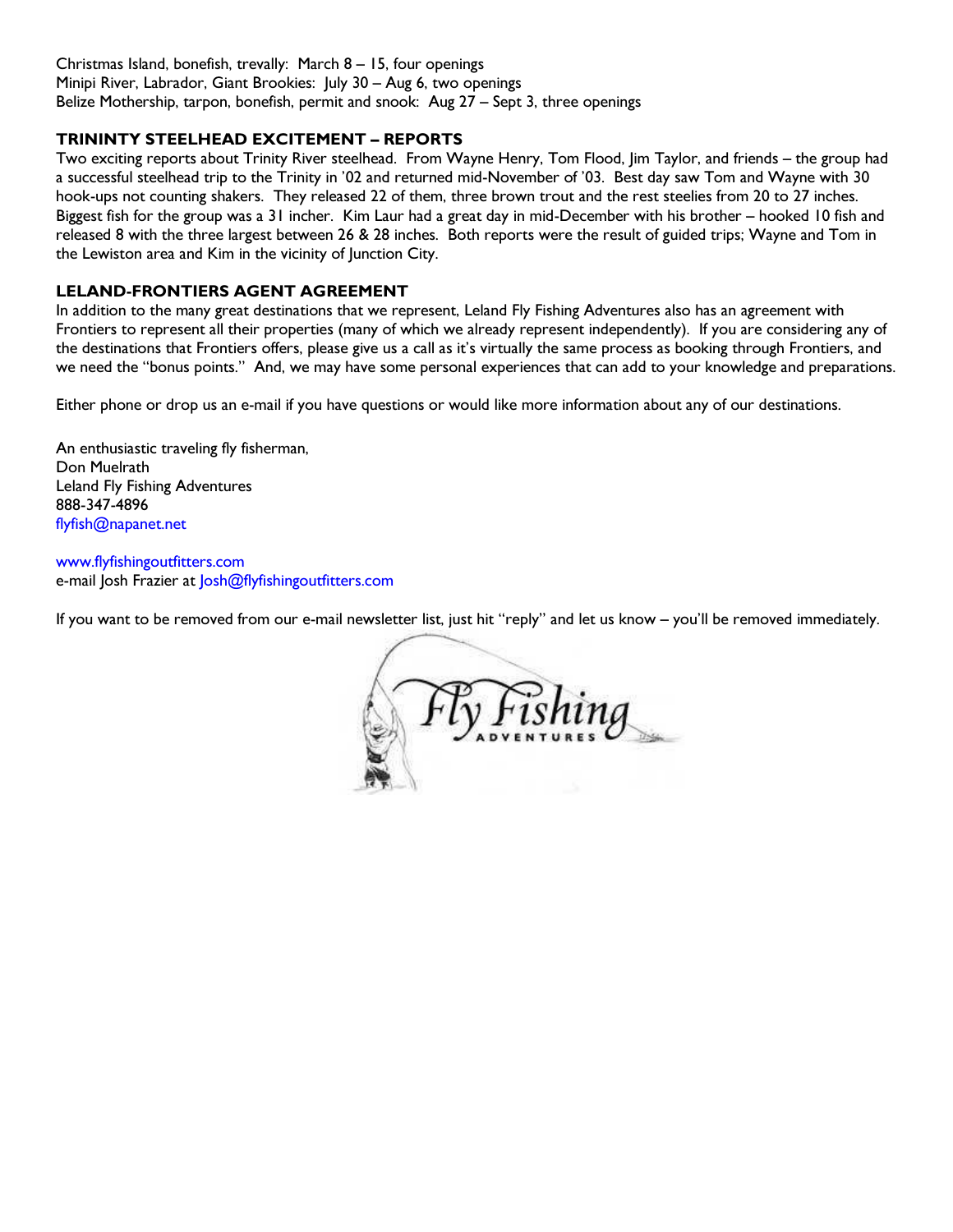Christmas Island, bonefish, trevally: March 8 – 15, four openings
Minipi River, Labrador, Giant Brookies: July 30 – Aug 6, two openings
Belize Mothership, tarpon, bonefish, permit and snook: Aug 27 – Sept 3, three openings

### TRININTY STEELHEAD EXCITEMENT – REPORTS

Two exciting reports about Trinity River steelhead. From Wayne Henry, Tom Flood, Jim Taylor, and friends – the group had a successful steelhead trip to the Trinity in '02 and returned mid-November of '03. Best day saw Tom and Wayne with 30 hook-ups not counting shakers. They released 22 of them, three brown trout and the rest steelies from 20 to 27 inches. Biggest fish for the group was a 31 incher. Kim Laur had a great day in mid-December with his brother – hooked 10 fish and released 8 with the three largest between 26 & 28 inches. Both reports were the result of guided trips; Wayne and Tom in the Lewiston area and Kim in the vicinity of Junction City.

### LELAND-FRONTIERS AGENT AGREEMENT

In addition to the many great destinations that we represent, Leland Fly Fishing Adventures also has an agreement with Frontiers to represent all their properties (many of which we already represent independently). If you are considering any of the destinations that Frontiers offers, please give us a call as it's virtually the same process as booking through Frontiers, and we need the "bonus points." And, we may have some personal experiences that can add to your knowledge and preparations.

Either phone or drop us an e-mail if you have questions or would like more information about any of our destinations.

An enthusiastic traveling fly fisherman,
Don Muelrath
Leland Fly Fishing Adventures
888-347-4896
flyfish@napanet.net

www.flyfishingoutfitters.com
e-mail Josh Frazier at Josh@flyfishingoutfitters.com

If you want to be removed from our e-mail newsletter list, just hit "reply" and let us know – you'll be removed immediately.

Fly Fishing
ADVENTURES